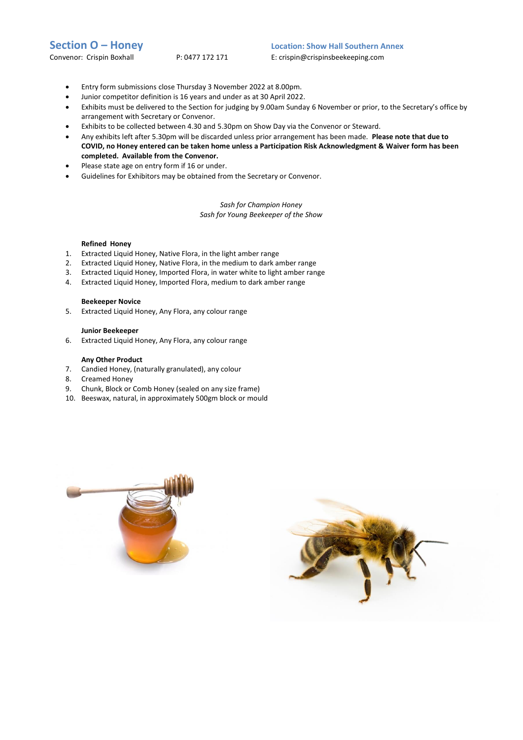## Section O – Honey

Convenor: Crispin Boxhall  P: 0477 172 171

**Location: Show Hall Southern Annex**

E: crispin@crispinsbeekeeping.com

- Entry form submissions close Thursday 3 November 2022 at 8.00pm.
- Junior competitor definition is 16 years and under as at 30 April 2022.
- Exhibits must be delivered to the Section for judging by 9.00am Sunday 6 November or prior, to the Secretary's office by arrangement with Secretary or Convenor.
- Exhibits to be collected between 4.30 and 5.30pm on Show Day via the Convenor or Steward.
- Any exhibits left after 5.30pm will be discarded unless prior arrangement has been made. **Please note that due to COVID, no Honey entered can be taken home unless a Participation Risk Acknowledgment & Waiver form has been completed. Available from the Convenor.**
- Please state age on entry form if 16 or under.
- Guidelines for Exhibitors may be obtained from the Secretary or Convenor.

*Sash for Champion Honey*
*Sash for Young Beekeeper of the Show*

**Refined Honey**

1. Extracted Liquid Honey, Native Flora, in the light amber range
2. Extracted Liquid Honey, Native Flora, in the medium to dark amber range
3. Extracted Liquid Honey, Imported Flora, in water white to light amber range
4. Extracted Liquid Honey, Imported Flora, medium to dark amber range

**Beekeeper Novice**

5. Extracted Liquid Honey, Any Flora, any colour range

**Junior Beekeeper**

6. Extracted Liquid Honey, Any Flora, any colour range

**Any Other Product**

7. Candied Honey, (naturally granulated), any colour
8. Creamed Honey
9. Chunk, Block or Comb Honey (sealed on any size frame)
10. Beeswax, natural, in approximately 500gm block or mould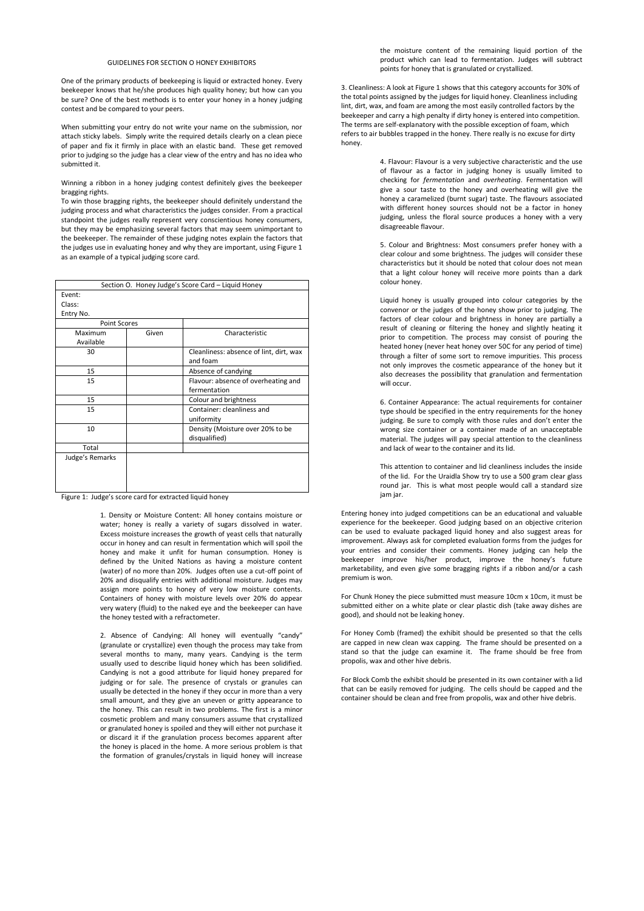## GUIDELINES FOR SECTION O HONEY EXHIBITORS

One of the primary products of beekeeping is liquid or extracted honey. Every beekeeper knows that he/she produces high quality honey; but how can you be sure? One of the best methods is to enter your honey in a honey judging contest and be compared to your peers.

When submitting your entry do not write your name on the submission, nor attach sticky labels. Simply write the required details clearly on a clean piece of paper and fix it firmly in place with an elastic band. These get removed prior to judging so the judge has a clear view of the entry and has no idea who submitted it.

Winning a ribbon in a honey judging contest definitely gives the beekeeper bragging rights.

To win those bragging rights, the beekeeper should definitely understand the judging process and what characteristics the judges consider. From a practical standpoint the judges really represent very conscientious honey consumers, but they may be emphasizing several factors that may seem unimportant to the beekeeper. The remainder of these judging notes explain the factors that the judges use in evaluating honey and why they are important, using Figure 1 as an example of a typical judging score card.

| Section O. Honey Judge's Score Card – Liquid Honey | | |
|---|---|---|
| Event: | | |
| Class: | | |
| Entry No. | | |
| Point Scores | | |
| Maximum Available | Given | Characteristic |
| 30 | | Cleanliness: absence of lint, dirt, wax and foam |
| 15 | | Absence of candying |
| 15 | | Flavour: absence of overheating and fermentation |
| 15 | | Colour and brightness |
| 15 | | Container: cleanliness and uniformity |
| 10 | | Density (Moisture over 20% to be disqualified) |
| Total | | |
| Judge's Remarks | | |

Figure 1: Judge's score card for extracted liquid honey

1. Density or Moisture Content: All honey contains moisture or water; honey is really a variety of sugars dissolved in water. Excess moisture increases the growth of yeast cells that naturally occur in honey and can result in fermentation which will spoil the honey and make it unfit for human consumption. Honey is defined by the United Nations as having a moisture content (water) of no more than 20%. Judges often use a cut-off point of 20% and disqualify entries with additional moisture. Judges may assign more points to honey of very low moisture contents. Containers of honey with moisture levels over 20% do appear very watery (fluid) to the naked eye and the beekeeper can have the honey tested with a refractometer.

2. Absence of Candying: All honey will eventually "candy" (granulate or crystallize) even though the process may take from several months to many, many years. Candying is the term usually used to describe liquid honey which has been solidified. Candying is not a good attribute for liquid honey prepared for judging or for sale. The presence of crystals or granules can usually be detected in the honey if they occur in more than a very small amount, and they give an uneven or gritty appearance to the honey. This can result in two problems. The first is a minor cosmetic problem and many consumers assume that crystallized or granulated honey is spoiled and they will either not purchase it or discard it if the granulation process becomes apparent after the honey is placed in the home. A more serious problem is that the formation of granules/crystals in liquid honey will increase the moisture content of the remaining liquid portion of the product which can lead to fermentation. Judges will subtract points for honey that is granulated or crystallized.

3. Cleanliness: A look at Figure 1 shows that this category accounts for 30% of the total points assigned by the judges for liquid honey. Cleanliness including lint, dirt, wax, and foam are among the most easily controlled factors by the beekeeper and carry a high penalty if dirty honey is entered into competition. The terms are self-explanatory with the possible exception of foam, which refers to air bubbles trapped in the honey. There really is no excuse for dirty honey.

4. Flavour: Flavour is a very subjective characteristic and the use of flavour as a factor in judging honey is usually limited to checking for *fermentation* and *overheating*. Fermentation will give a sour taste to the honey and overheating will give the honey a caramelized (burnt sugar) taste. The flavours associated with different honey sources should not be a factor in honey judging, unless the floral source produces a honey with a very disagreeable flavour.

5. Colour and Brightness: Most consumers prefer honey with a clear colour and some brightness. The judges will consider these characteristics but it should be noted that colour does not mean that a light colour honey will receive more points than a dark colour honey.

Liquid honey is usually grouped into colour categories by the convenor or the judges of the honey show prior to judging. The factors of clear colour and brightness in honey are partially a result of cleaning or filtering the honey and slightly heating it prior to competition. The process may consist of pouring the heated honey (never heat honey over 50C for any period of time) through a filter of some sort to remove impurities. This process not only improves the cosmetic appearance of the honey but it also decreases the possibility that granulation and fermentation will occur.

6. Container Appearance: The actual requirements for container type should be specified in the entry requirements for the honey judging. Be sure to comply with those rules and don't enter the wrong size container or a container made of an unacceptable material. The judges will pay special attention to the cleanliness and lack of wear to the container and its lid.

This attention to container and lid cleanliness includes the inside of the lid. For the Uraidla Show try to use a 500 gram clear glass round jar. This is what most people would call a standard size jam jar.

Entering honey into judged competitions can be an educational and valuable experience for the beekeeper. Good judging based on an objective criterion can be used to evaluate packaged liquid honey and also suggest areas for improvement. Always ask for completed evaluation forms from the judges for your entries and consider their comments. Honey judging can help the beekeeper improve his/her product, improve the honey's future marketability, and even give some bragging rights if a ribbon and/or a cash premium is won.

For Chunk Honey the piece submitted must measure 10cm x 10cm, it must be submitted either on a white plate or clear plastic dish (take away dishes are good), and should not be leaking honey.

For Honey Comb (framed) the exhibit should be presented so that the cells are capped in new clean wax capping. The frame should be presented on a stand so that the judge can examine it. The frame should be free from propolis, wax and other hive debris.

For Block Comb the exhibit should be presented in its own container with a lid that can be easily removed for judging. The cells should be capped and the container should be clean and free from propolis, wax and other hive debris.